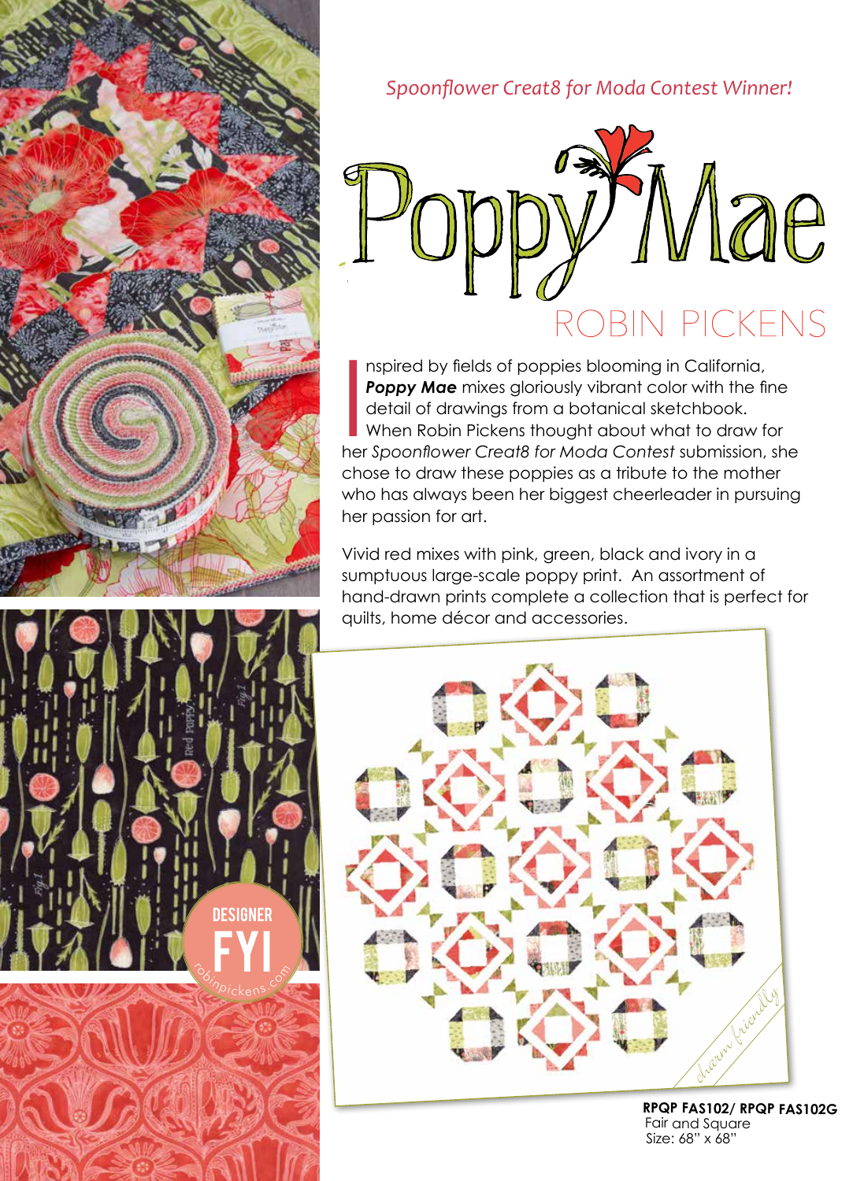*Spoonflower Creat8 for Moda Contest Winner!*

# Poppy Mae

## ROBIN PICKENS

Inspired by fields of poppies blooming in California, ***Poppy Mae*** mixes gloriously vibrant color with the fine detail of drawings from a botanical sketchbook. When Robin Pickens thought about what to draw for her *Spoonflower Creat8 for Moda Contest* submission, she chose to draw these poppies as a tribute to the mother who has always been her biggest cheerleader in pursuing her passion for art.

Vivid red mixes with pink, green, black and ivory in a sumptuous large-scale poppy print. An assortment of hand-drawn prints complete a collection that is perfect for quilts, home décor and accessories.

DESIGNER FYI
robinpickens.com

charm friendly

**RPQP FAS102/ RPQP FAS102G**
Fair and Square
Size: 68" x 68"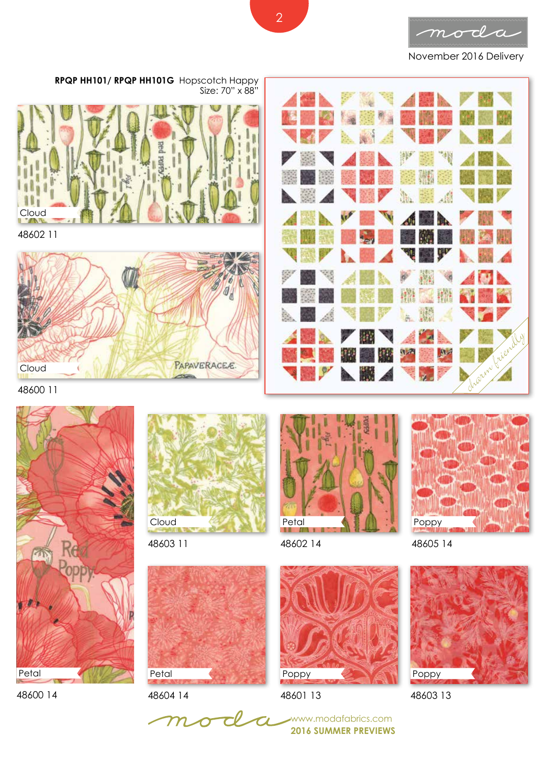November 2016 Delivery

**RPQP HH101/ RPQP HH101G** Hopscotch Happy
Size: 70" x 88"

charm friendly

Cloud
48602 11

Cloud
48600 11

Petal
48600 14

Cloud
48603 11

Petal
48602 14

Poppy
48605 14

Petal
48604 14

Poppy
48601 13

Poppy
48603 13

www.modafabrics.com
**2016 SUMMER PREVIEWS**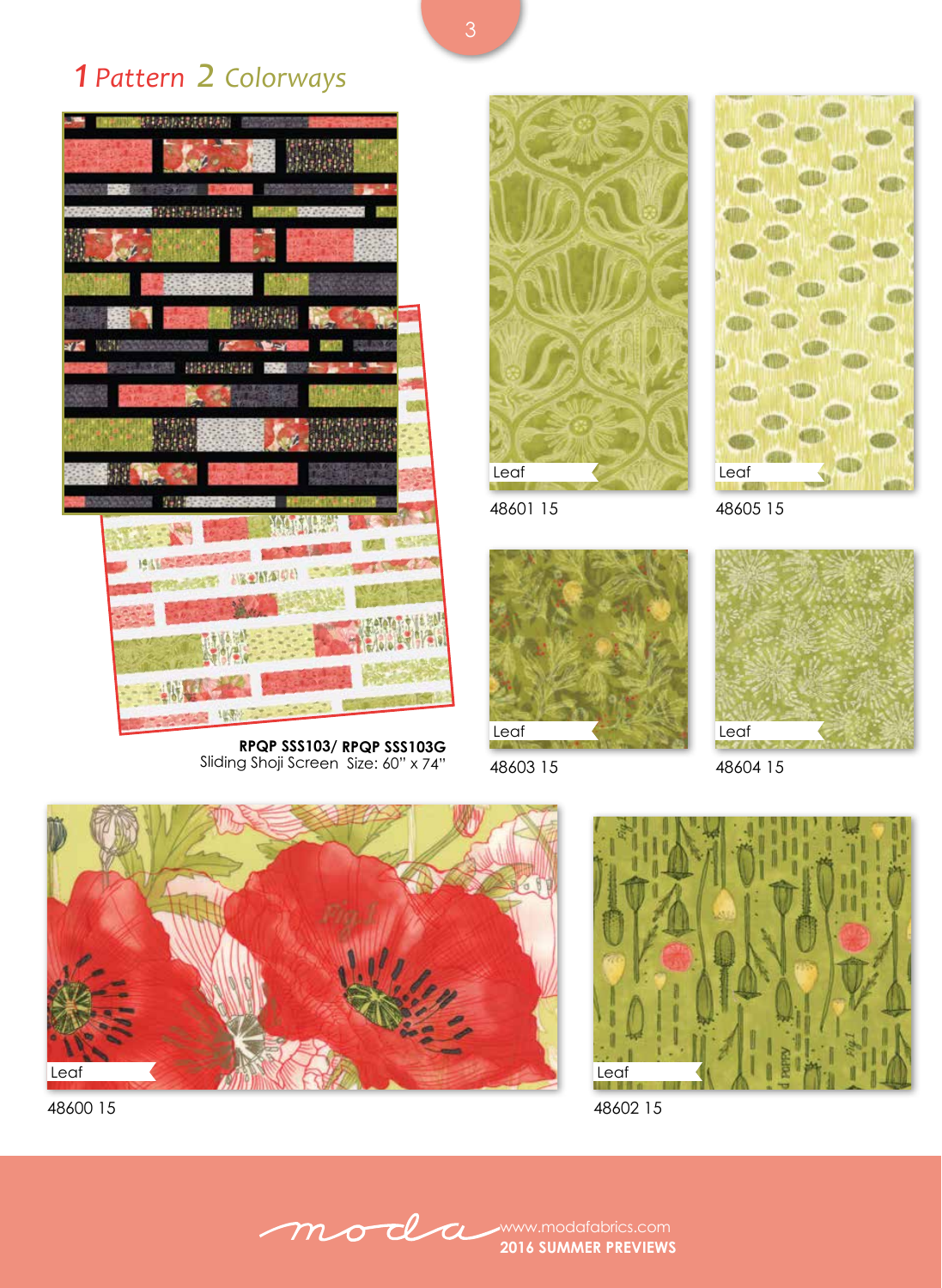## 1 Pattern 2 Colorways

**RPQP SSS103/ RPQP SSS103G**
Sliding Shoji Screen Size: 60" x 74"

Leaf
48601 15

Leaf
48605 15

Leaf
48603 15

Leaf
48604 15

Leaf
48600 15

Leaf
48602 15

www.modafabrics.com
**2016 SUMMER PREVIEWS**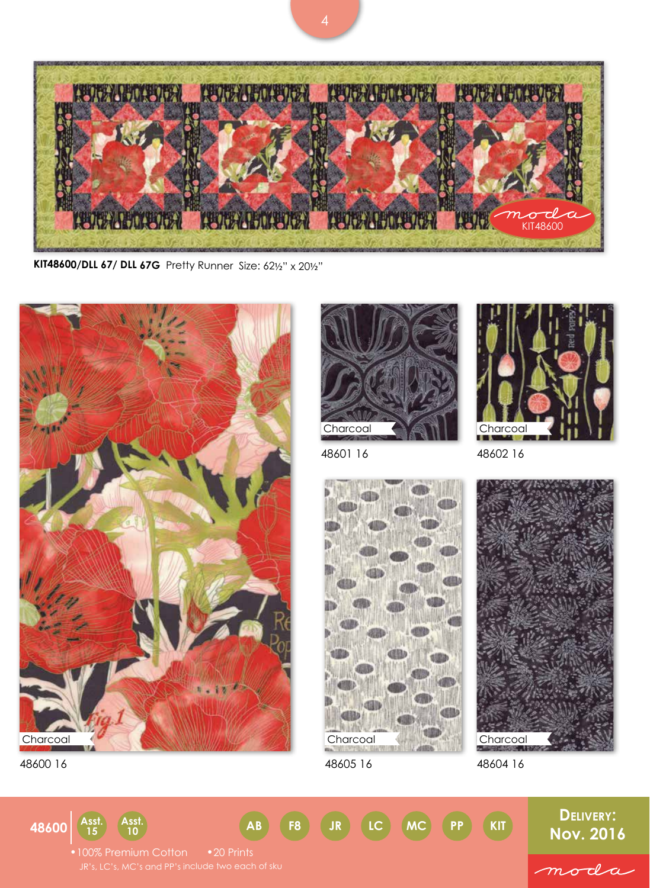**KIT48600/DLL 67/ DLL 67G** Pretty Runner Size: 62½" x 20½"

Charcoal

48600 16

Charcoal

48601 16

Charcoal

48602 16

Charcoal

48605 16

Charcoal

48604 16

48600 Asst. 15 Asst. 10 AB F8 JR LC MC PP KIT

• 100% Premium Cotton • 20 Prints

JR's, LC's, MC's and PP's include two each of sku

**Delivery: Nov. 2016**

moda